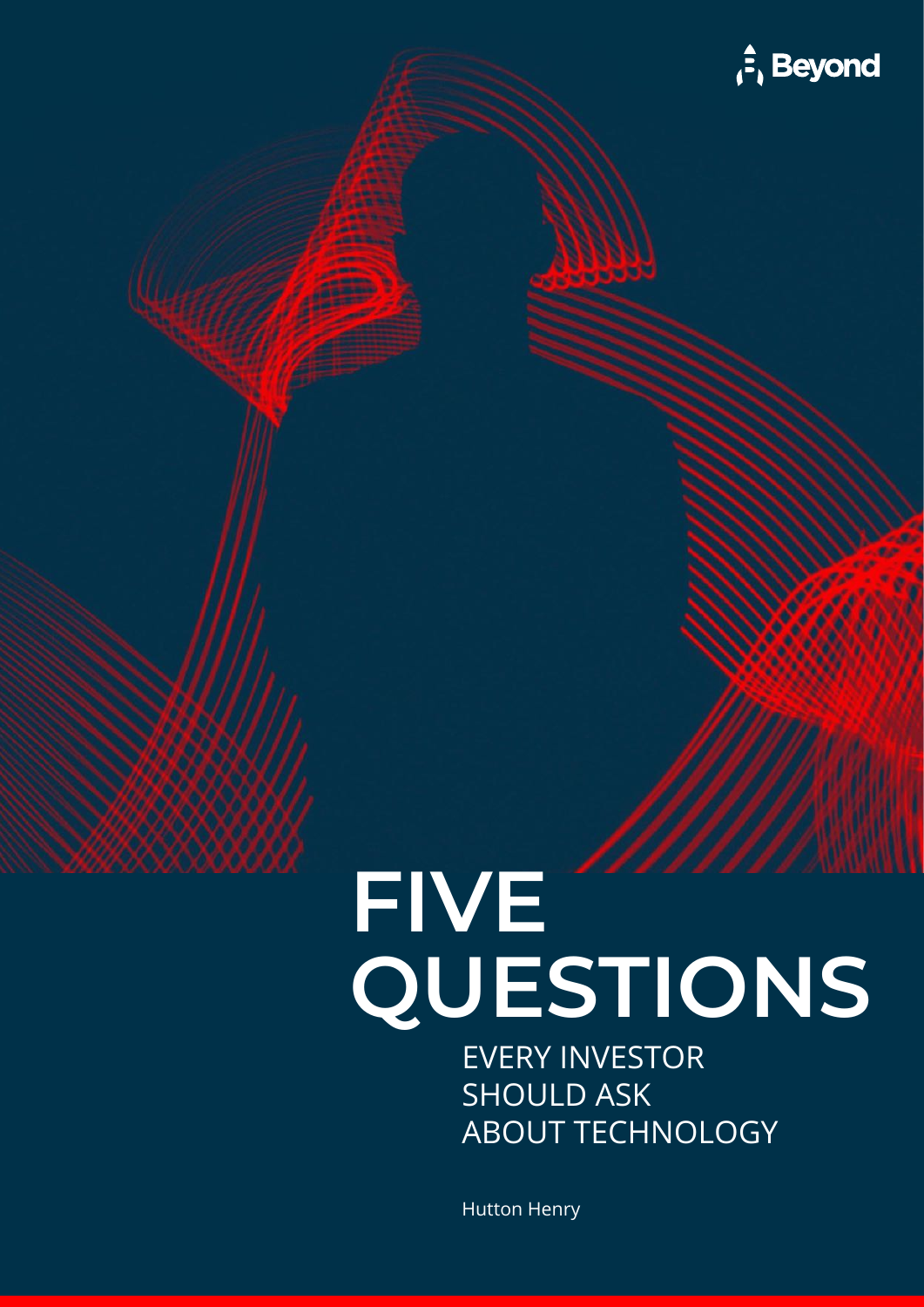Beyond

# FIVE QUESTIONS

## EVERY INVESTOR SHOULD ASK ABOUT TECHNOLOGY

Hutton Henry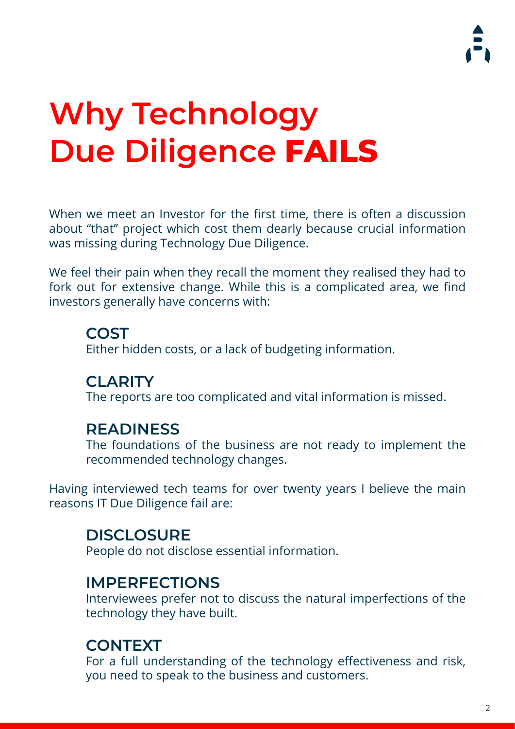# Why Technology Due Diligence **FAILS**

When we meet an Investor for the first time, there is often a discussion about “that” project which cost them dearly because crucial information was missing during Technology Due Diligence.

We feel their pain when they recall the moment they realised they had to fork out for extensive change. While this is a complicated area, we find investors generally have concerns with:

### COST

Either hidden costs, or a lack of budgeting information.

### CLARITY

The reports are too complicated and vital information is missed.

### READINESS

The foundations of the business are not ready to implement the recommended technology changes.

Having interviewed tech teams for over twenty years I believe the main reasons IT Due Diligence fail are:

### DISCLOSURE

People do not disclose essential information.

### IMPERFECTIONS

Interviewees prefer not to discuss the natural imperfections of the technology they have built.

### CONTEXT

For a full understanding of the technology effectiveness and risk, you need to speak to the business and customers.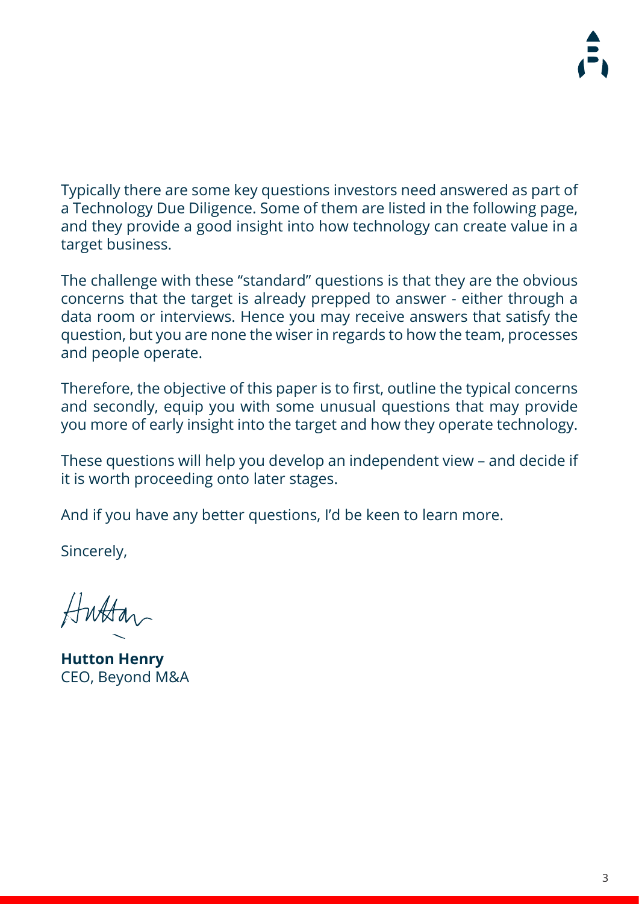Typically there are some key questions investors need answered as part of a Technology Due Diligence. Some of them are listed in the following page, and they provide a good insight into how technology can create value in a target business.

The challenge with these "standard" questions is that they are the obvious concerns that the target is already prepped to answer - either through a data room or interviews. Hence you may receive answers that satisfy the question, but you are none the wiser in regards to how the team, processes and people operate.

Therefore, the objective of this paper is to first, outline the typical concerns and secondly, equip you with some unusual questions that may provide you more of early insight into the target and how they operate technology.

These questions will help you develop an independent view – and decide if it is worth proceeding onto later stages.

And if you have any better questions, I'd be keen to learn more.

Sincerely,

**Hutton Henry**
CEO, Beyond M&A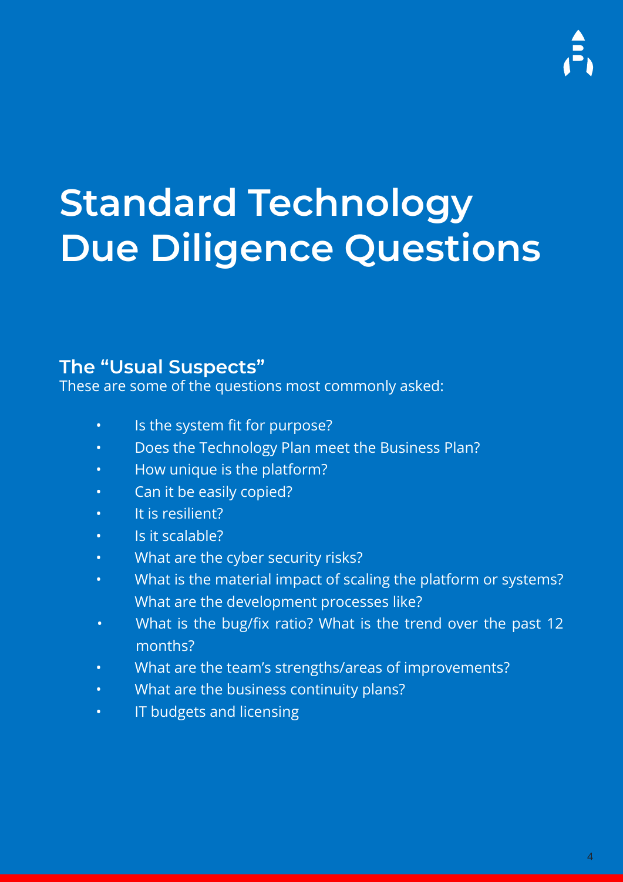# Standard Technology Due Diligence Questions

## The "Usual Suspects"

These are some of the questions most commonly asked:

- Is the system fit for purpose?
- Does the Technology Plan meet the Business Plan?
- How unique is the platform?
- Can it be easily copied?
- It is resilient?
- Is it scalable?
- What are the cyber security risks?
- What is the material impact of scaling the platform or systems? What are the development processes like?
- What is the bug/fix ratio? What is the trend over the past 12 months?
- What are the team's strengths/areas of improvements?
- What are the business continuity plans?
- IT budgets and licensing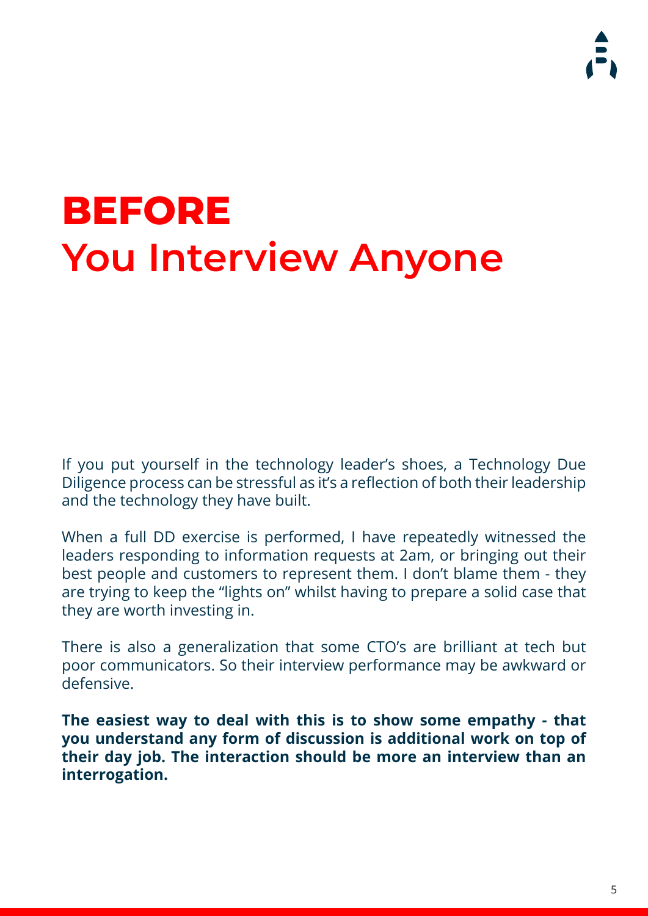# BEFORE
# You Interview Anyone

If you put yourself in the technology leader's shoes, a Technology Due Diligence process can be stressful as it's a reflection of both their leadership and the technology they have built.

When a full DD exercise is performed, I have repeatedly witnessed the leaders responding to information requests at 2am, or bringing out their best people and customers to represent them. I don't blame them - they are trying to keep the "lights on" whilst having to prepare a solid case that they are worth investing in.

There is also a generalization that some CTO's are brilliant at tech but poor communicators. So their interview performance may be awkward or defensive.

**The easiest way to deal with this is to show some empathy - that you understand any form of discussion is additional work on top of their day job. The interaction should be more an interview than an interrogation.**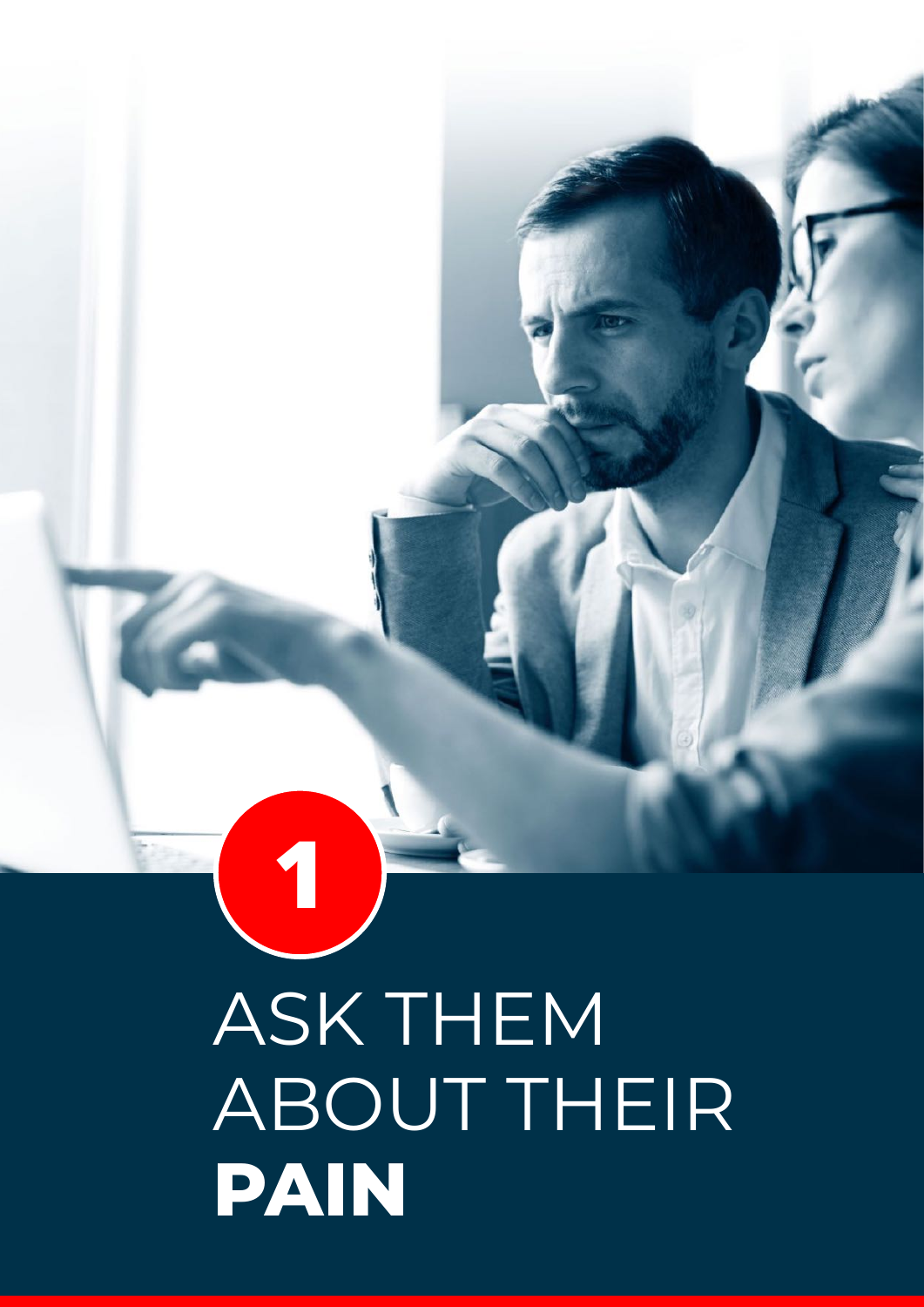1

# ASK THEM ABOUT THEIR **PAIN**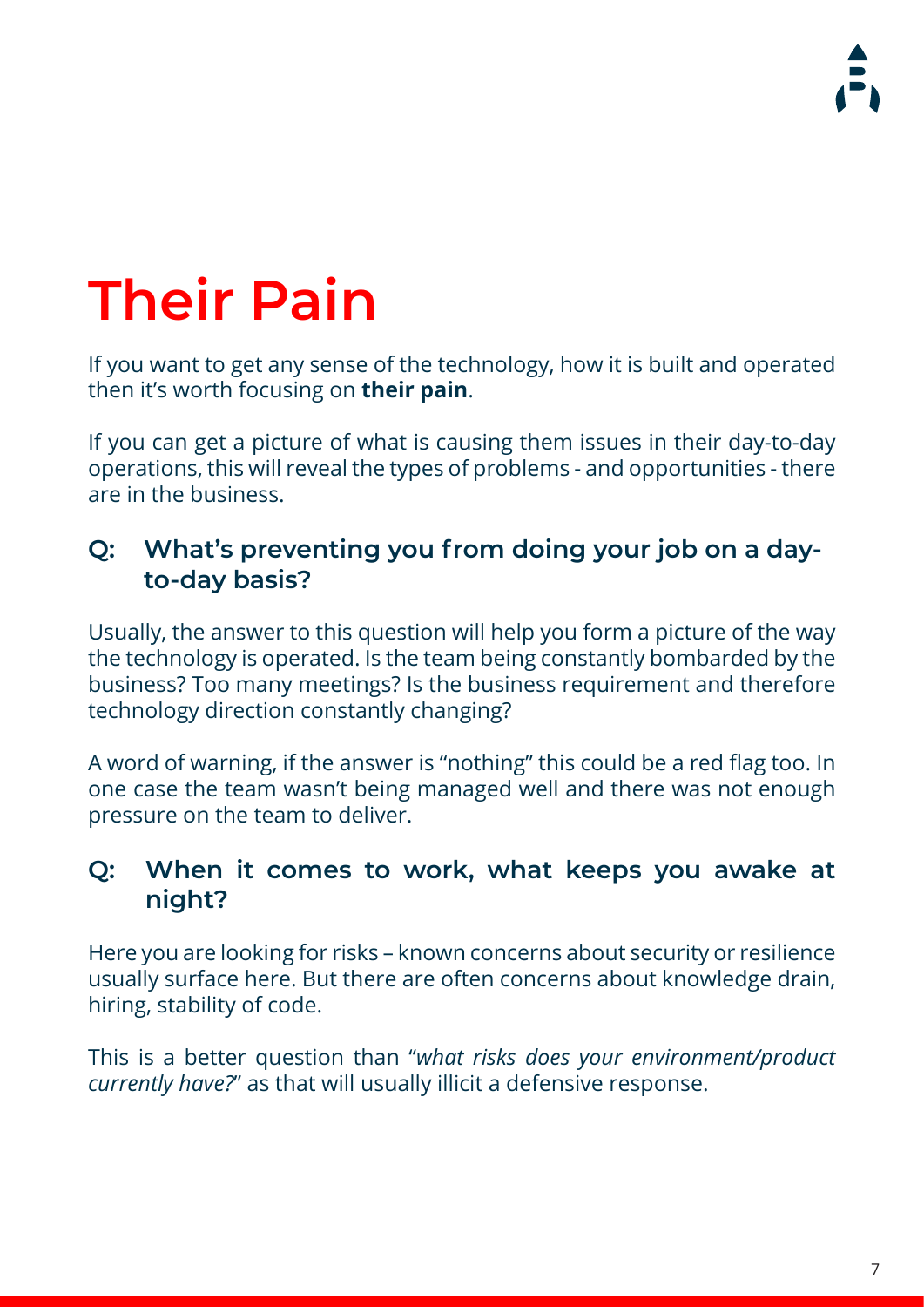# Their Pain

If you want to get any sense of the technology, how it is built and operated then it's worth focusing on **their pain**.

If you can get a picture of what is causing them issues in their day-to-day operations, this will reveal the types of problems - and opportunities - there are in the business.

### Q: What's preventing you from doing your job on a day-to-day basis?

Usually, the answer to this question will help you form a picture of the way the technology is operated. Is the team being constantly bombarded by the business? Too many meetings? Is the business requirement and therefore technology direction constantly changing?

A word of warning, if the answer is "nothing" this could be a red flag too. In one case the team wasn't being managed well and there was not enough pressure on the team to deliver.

### Q: When it comes to work, what keeps you awake at night?

Here you are looking for risks – known concerns about security or resilience usually surface here. But there are often concerns about knowledge drain, hiring, stability of code.

This is a better question than "*what risks does your environment/product currently have?*" as that will usually illicit a defensive response.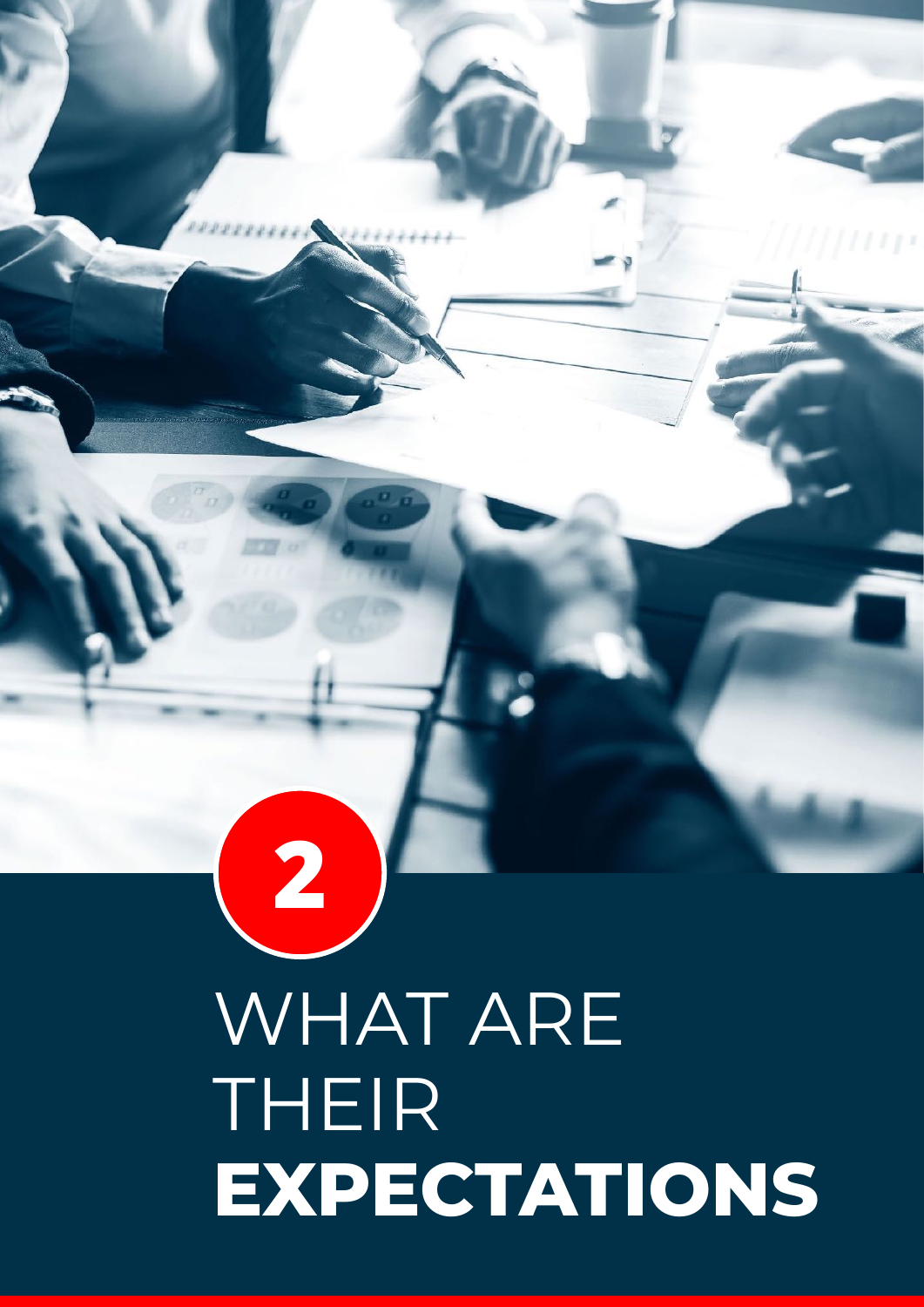2

# WHAT ARE THEIR **EXPECTATIONS**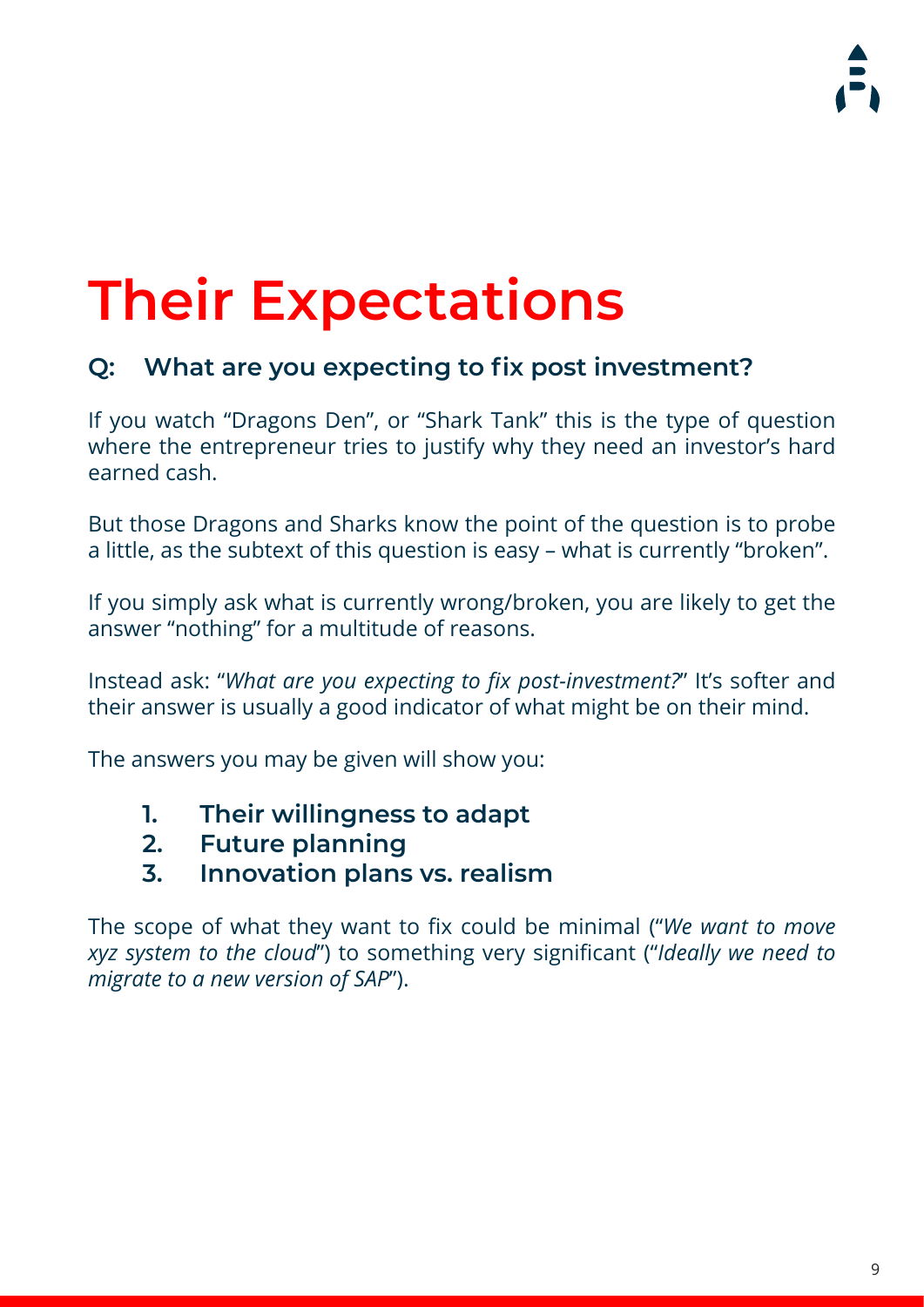# Their Expectations

## Q: What are you expecting to fix post investment?

If you watch "Dragons Den", or "Shark Tank" this is the type of question where the entrepreneur tries to justify why they need an investor's hard earned cash.

But those Dragons and Sharks know the point of the question is to probe a little, as the subtext of this question is easy – what is currently "broken".

If you simply ask what is currently wrong/broken, you are likely to get the answer "nothing" for a multitude of reasons.

Instead ask: "*What are you expecting to fix post-investment?*" It's softer and their answer is usually a good indicator of what might be on their mind.

The answers you may be given will show you:

1. **Their willingness to adapt**
2. **Future planning**
3. **Innovation plans vs. realism**

The scope of what they want to fix could be minimal ("*We want to move xyz system to the cloud*") to something very significant ("*Ideally we need to migrate to a new version of SAP*").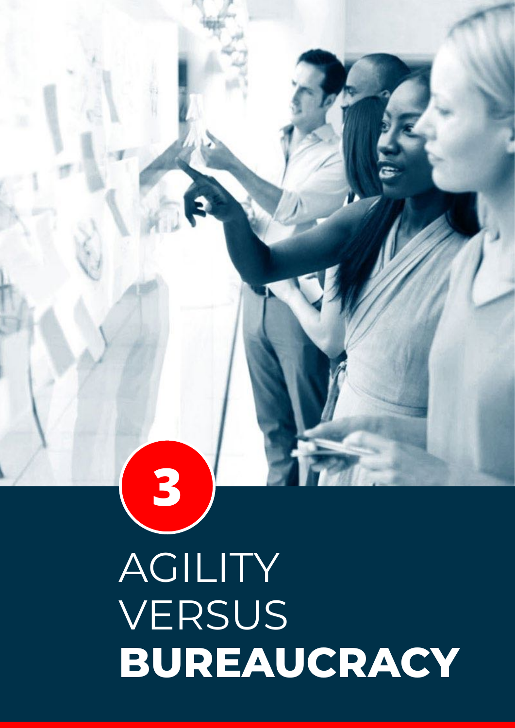3

# AGILITY VERSUS **BUREAUCRACY**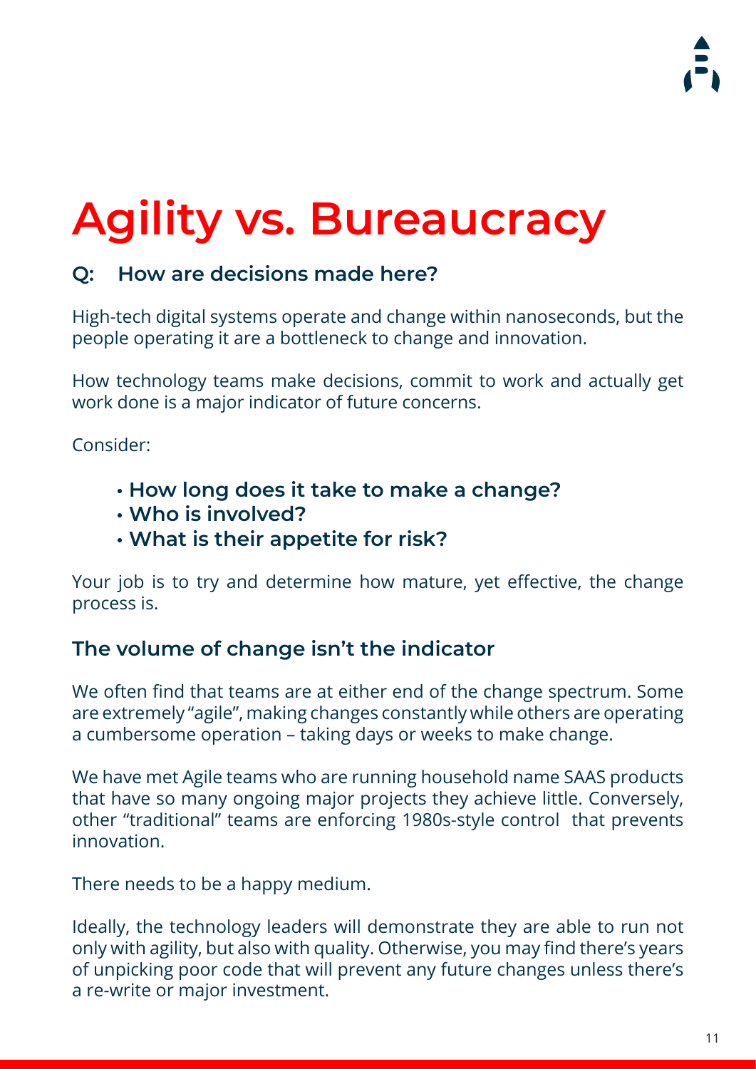# Agility vs. Bureaucracy

### Q: How are decisions made here?

High-tech digital systems operate and change within nanoseconds, but the people operating it are a bottleneck to change and innovation.

How technology teams make decisions, commit to work and actually get work done is a major indicator of future concerns.

Consider:

- **How long does it take to make a change?**
- **Who is involved?**
- **What is their appetite for risk?**

Your job is to try and determine how mature, yet effective, the change process is.

## The volume of change isn't the indicator

We often find that teams are at either end of the change spectrum. Some are extremely "agile", making changes constantly while others are operating a cumbersome operation – taking days or weeks to make change.

We have met Agile teams who are running household name SAAS products that have so many ongoing major projects they achieve little. Conversely, other "traditional" teams are enforcing 1980s-style control that prevents innovation.

There needs to be a happy medium.

Ideally, the technology leaders will demonstrate they are able to run not only with agility, but also with quality. Otherwise, you may find there's years of unpicking poor code that will prevent any future changes unless there's a re-write or major investment.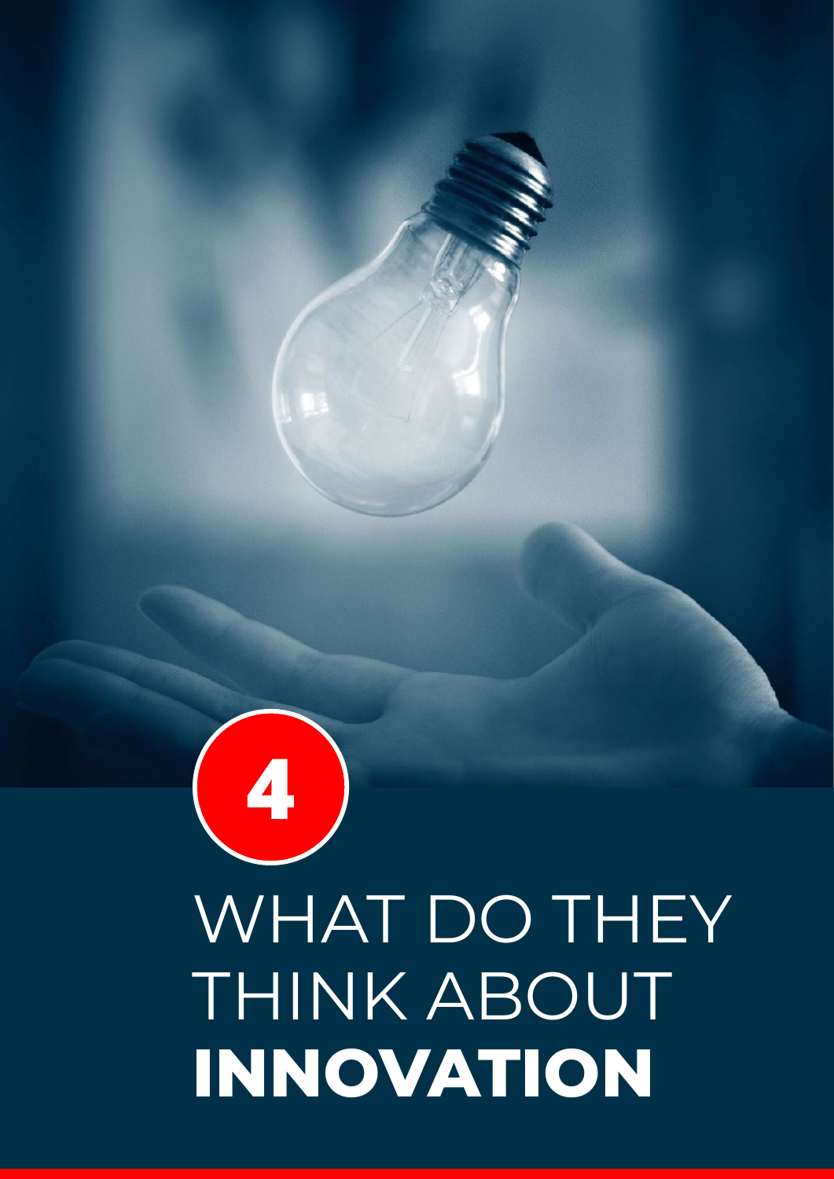4

# WHAT DO THEY THINK ABOUT **INNOVATION**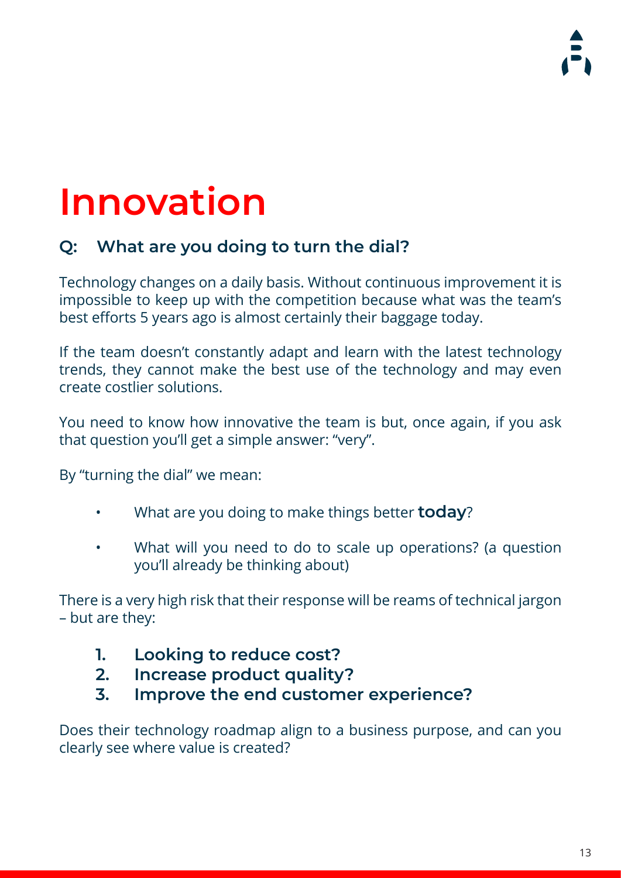# Innovation

## Q: What are you doing to turn the dial?

Technology changes on a daily basis. Without continuous improvement it is impossible to keep up with the competition because what was the team's best efforts 5 years ago is almost certainly their baggage today.

If the team doesn't constantly adapt and learn with the latest technology trends, they cannot make the best use of the technology and may even create costlier solutions.

You need to know how innovative the team is but, once again, if you ask that question you'll get a simple answer: "very".

By "turning the dial" we mean:

- What are you doing to make things better **today**?
- What will you need to do to scale up operations? (a question you'll already be thinking about)

There is a very high risk that their response will be reams of technical jargon – but are they:

1. **Looking to reduce cost?**
2. **Increase product quality?**
3. **Improve the end customer experience?**

Does their technology roadmap align to a business purpose, and can you clearly see where value is created?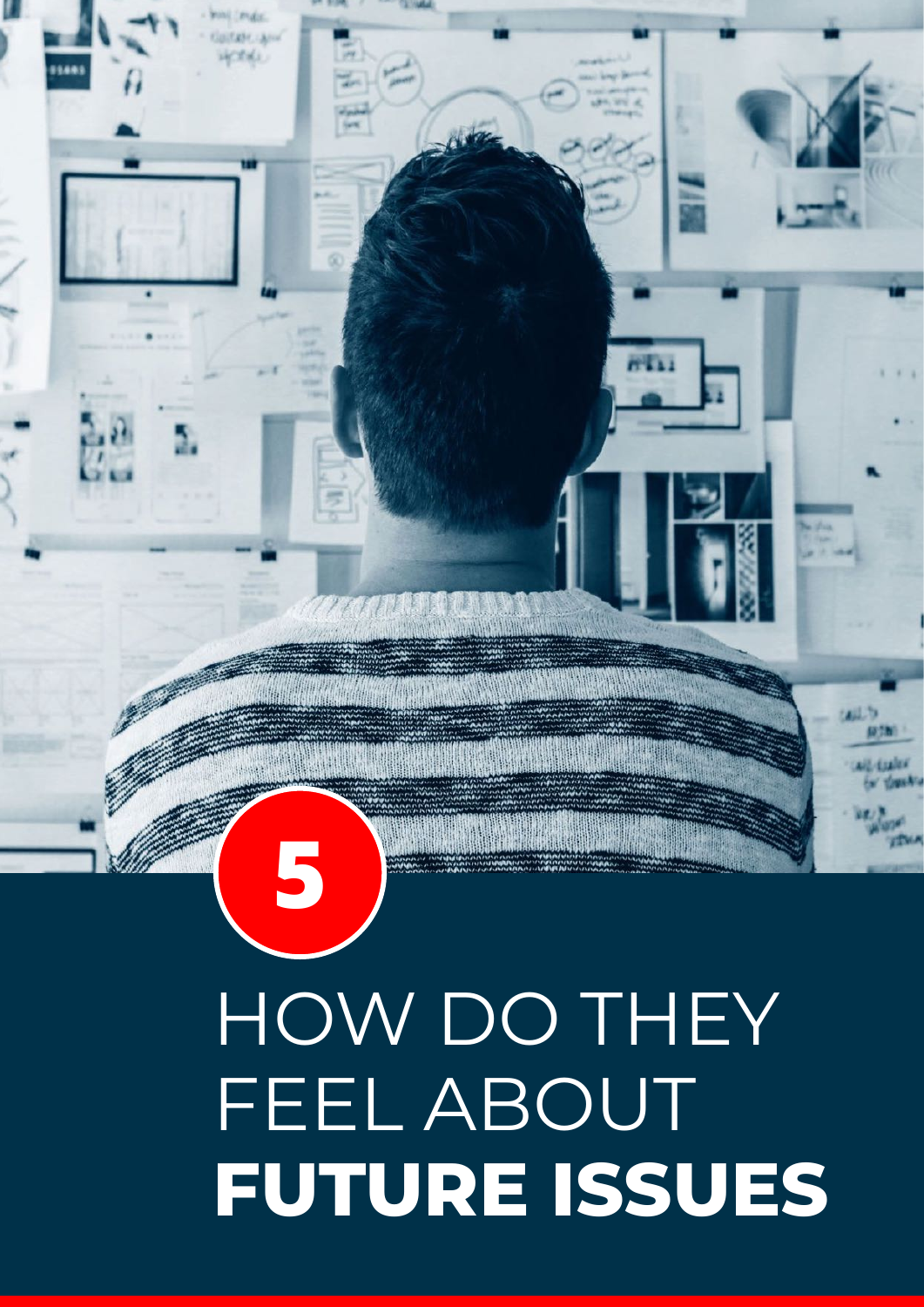5

# HOW DO THEY FEEL ABOUT **FUTURE ISSUES**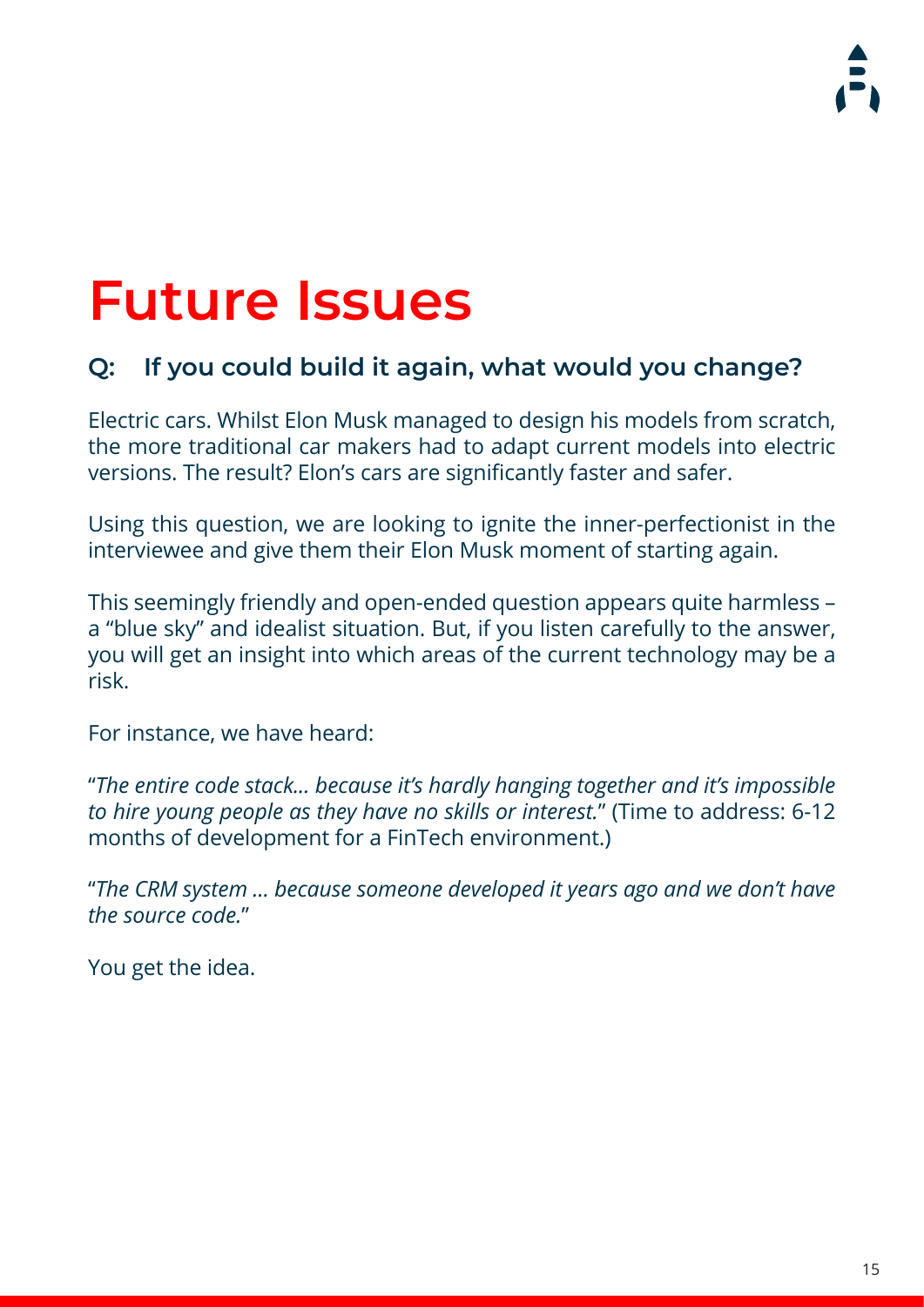# Future Issues

## Q: If you could build it again, what would you change?

Electric cars. Whilst Elon Musk managed to design his models from scratch, the more traditional car makers had to adapt current models into electric versions. The result? Elon's cars are significantly faster and safer.

Using this question, we are looking to ignite the inner-perfectionist in the interviewee and give them their Elon Musk moment of starting again.

This seemingly friendly and open-ended question appears quite harmless – a "blue sky" and idealist situation. But, if you listen carefully to the answer, you will get an insight into which areas of the current technology may be a risk.

For instance, we have heard:

"*The entire code stack… because it's hardly hanging together and it's impossible to hire young people as they have no skills or interest.*" (Time to address: 6-12 months of development for a FinTech environment.)

"*The CRM system … because someone developed it years ago and we don't have the source code.*"

You get the idea.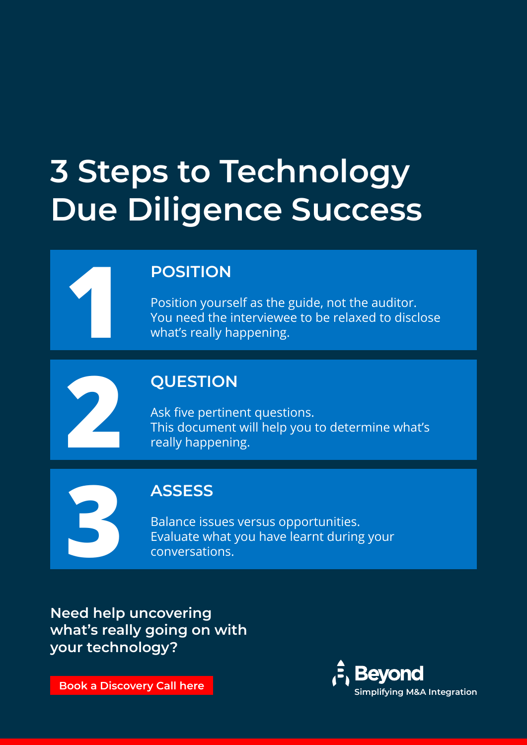# 3 Steps to Technology Due Diligence Success

## 1 POSITION

Position yourself as the guide, not the auditor.
You need the interviewee to be relaxed to disclose what's really happening.

## 2 QUESTION

Ask five pertinent questions.
This document will help you to determine what's really happening.

## 3 ASSESS

Balance issues versus opportunities.
Evaluate what you have learnt during your conversations.

**Need help uncovering what's really going on with your technology?**

Book a Discovery Call here

Beyond
Simplifying M&A Integration